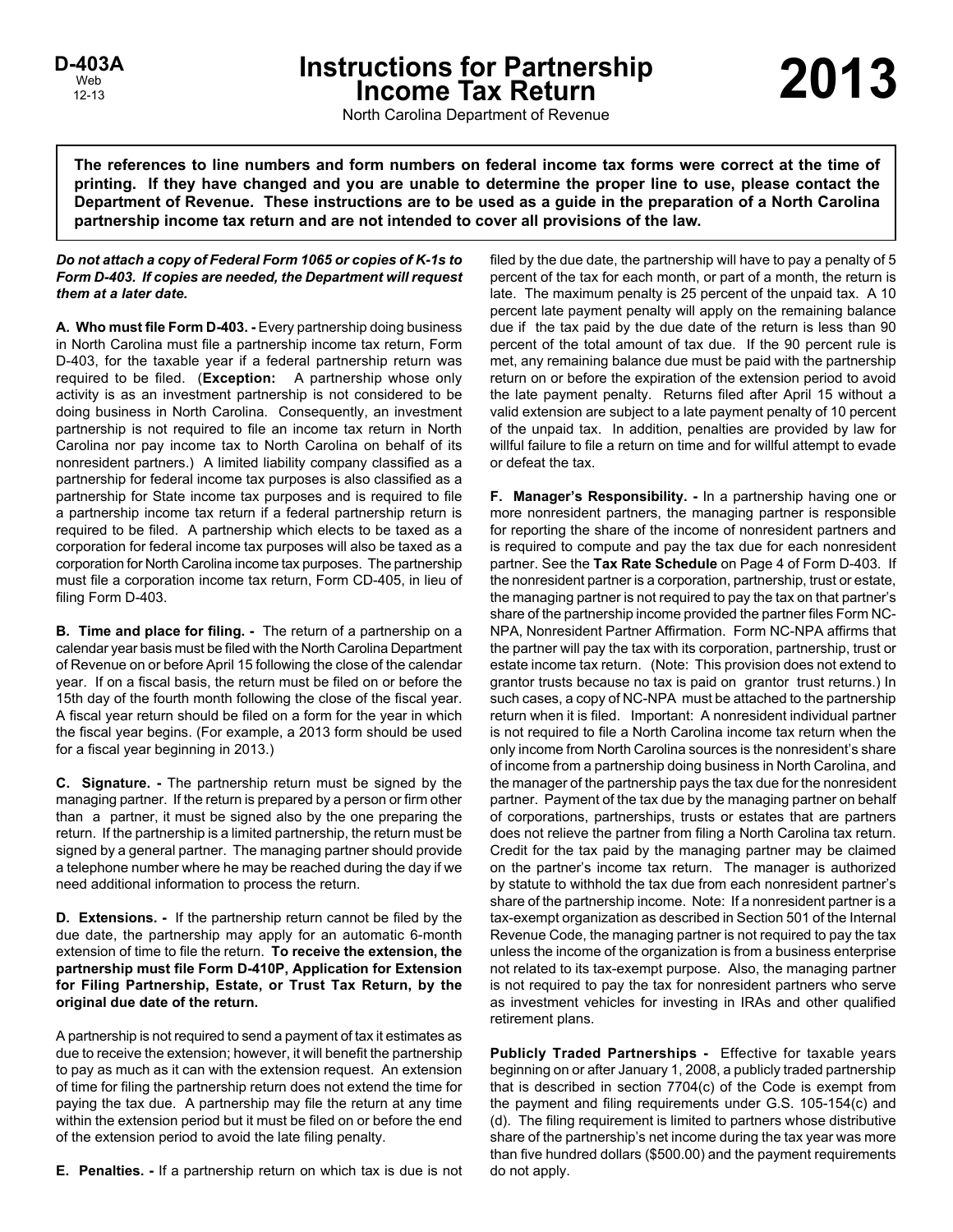D-403A
Web
12-13

# Instructions for Partnership Income Tax Return

# 2013

North Carolina Department of Revenue

**The references to line numbers and form numbers on federal income tax forms were correct at the time of printing. If they have changed and you are unable to determine the proper line to use, please contact the Department of Revenue. These instructions are to be used as a guide in the preparation of a North Carolina partnership income tax return and are not intended to cover all provisions of the law.**

***Do not attach a copy of Federal Form 1065 or copies of K-1s to Form D-403. If copies are needed, the Department will request them at a later date.***

**A. Who must file Form D-403. -** Every partnership doing business in North Carolina must file a partnership income tax return, Form D-403, for the taxable year if a federal partnership return was required to be filed. (**Exception:** A partnership whose only activity is as an investment partnership is not considered to be doing business in North Carolina. Consequently, an investment partnership is not required to file an income tax return in North Carolina nor pay income tax to North Carolina on behalf of its nonresident partners.) A limited liability company classified as a partnership for federal income tax purposes is also classified as a partnership for State income tax purposes and is required to file a partnership income tax return if a federal partnership return is required to be filed. A partnership which elects to be taxed as a corporation for federal income tax purposes will also be taxed as a corporation for North Carolina income tax purposes. The partnership must file a corporation income tax return, Form CD-405, in lieu of filing Form D-403.

**B. Time and place for filing. -** The return of a partnership on a calendar year basis must be filed with the North Carolina Department of Revenue on or before April 15 following the close of the calendar year. If on a fiscal basis, the return must be filed on or before the 15th day of the fourth month following the close of the fiscal year. A fiscal year return should be filed on a form for the year in which the fiscal year begins. (For example, a 2013 form should be used for a fiscal year beginning in 2013.)

**C. Signature. -** The partnership return must be signed by the managing partner. If the return is prepared by a person or firm other than a partner, it must be signed also by the one preparing the return. If the partnership is a limited partnership, the return must be signed by a general partner. The managing partner should provide a telephone number where he may be reached during the day if we need additional information to process the return.

**D. Extensions. -** If the partnership return cannot be filed by the due date, the partnership may apply for an automatic 6-month extension of time to file the return. **To receive the extension, the partnership must file Form D-410P, Application for Extension for Filing Partnership, Estate, or Trust Tax Return, by the original due date of the return.**

A partnership is not required to send a payment of tax it estimates as due to receive the extension; however, it will benefit the partnership to pay as much as it can with the extension request. An extension of time for filing the partnership return does not extend the time for paying the tax due. A partnership may file the return at any time within the extension period but it must be filed on or before the end of the extension period to avoid the late filing penalty.

**E. Penalties. -** If a partnership return on which tax is due is not filed by the due date, the partnership will have to pay a penalty of 5 percent of the tax for each month, or part of a month, the return is late. The maximum penalty is 25 percent of the unpaid tax. A 10 percent late payment penalty will apply on the remaining balance due if the tax paid by the due date of the return is less than 90 percent of the total amount of tax due. If the 90 percent rule is met, any remaining balance due must be paid with the partnership return on or before the expiration of the extension period to avoid the late payment penalty. Returns filed after April 15 without a valid extension are subject to a late payment penalty of 10 percent of the unpaid tax. In addition, penalties are provided by law for willful failure to file a return on time and for willful attempt to evade or defeat the tax.

**F. Manager's Responsibility. -** In a partnership having one or more nonresident partners, the managing partner is responsible for reporting the share of the income of nonresident partners and is required to compute and pay the tax due for each nonresident partner. See the **Tax Rate Schedule** on Page 4 of Form D-403. If the nonresident partner is a corporation, partnership, trust or estate, the managing partner is not required to pay the tax on that partner's share of the partnership income provided the partner files Form NC-NPA, Nonresident Partner Affirmation. Form NC-NPA affirms that the partner will pay the tax with its corporation, partnership, trust or estate income tax return. (Note: This provision does not extend to grantor trusts because no tax is paid on grantor trust returns.) In such cases, a copy of NC-NPA must be attached to the partnership return when it is filed. Important: A nonresident individual partner is not required to file a North Carolina income tax return when the only income from North Carolina sources is the nonresident's share of income from a partnership doing business in North Carolina, and the manager of the partnership pays the tax due for the nonresident partner. Payment of the tax due by the managing partner on behalf of corporations, partnerships, trusts or estates that are partners does not relieve the partner from filing a North Carolina tax return. Credit for the tax paid by the managing partner may be claimed on the partner's income tax return. The manager is authorized by statute to withhold the tax due from each nonresident partner's share of the partnership income. Note: If a nonresident partner is a tax-exempt organization as described in Section 501 of the Internal Revenue Code, the managing partner is not required to pay the tax unless the income of the organization is from a business enterprise not related to its tax-exempt purpose. Also, the managing partner is not required to pay the tax for nonresident partners who serve as investment vehicles for investing in IRAs and other qualified retirement plans.

**Publicly Traded Partnerships -** Effective for taxable years beginning on or after January 1, 2008, a publicly traded partnership that is described in section 7704(c) of the Code is exempt from the payment and filing requirements under G.S. 105-154(c) and (d). The filing requirement is limited to partners whose distributive share of the partnership's net income during the tax year was more than five hundred dollars ($500.00) and the payment requirements do not apply.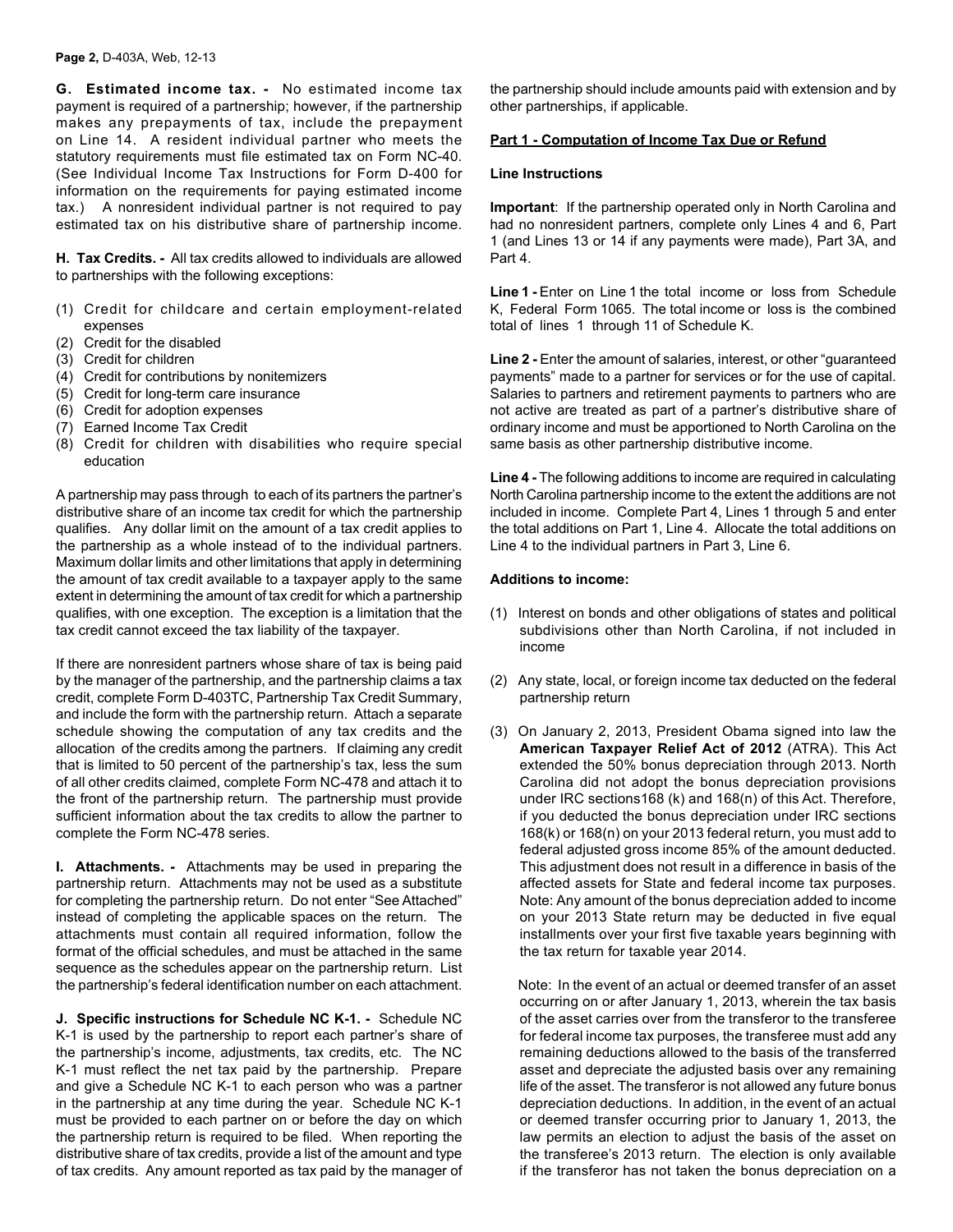**G. Estimated income tax. -** No estimated income tax payment is required of a partnership; however, if the partnership makes any prepayments of tax, include the prepayment on Line 14. A resident individual partner who meets the statutory requirements must file estimated tax on Form NC-40. (See Individual Income Tax Instructions for Form D-400 for information on the requirements for paying estimated income tax.) A nonresident individual partner is not required to pay estimated tax on his distributive share of partnership income.

**H. Tax Credits. -** All tax credits allowed to individuals are allowed to partnerships with the following exceptions:

(1) Credit for childcare and certain employment-related expenses
(2) Credit for the disabled
(3) Credit for children
(4) Credit for contributions by nonitemizers
(5) Credit for long-term care insurance
(6) Credit for adoption expenses
(7) Earned Income Tax Credit
(8) Credit for children with disabilities who require special education

A partnership may pass through to each of its partners the partner's distributive share of an income tax credit for which the partnership qualifies. Any dollar limit on the amount of a tax credit applies to the partnership as a whole instead of to the individual partners. Maximum dollar limits and other limitations that apply in determining the amount of tax credit available to a taxpayer apply to the same extent in determining the amount of tax credit for which a partnership qualifies, with one exception. The exception is a limitation that the tax credit cannot exceed the tax liability of the taxpayer.

If there are nonresident partners whose share of tax is being paid by the manager of the partnership, and the partnership claims a tax credit, complete Form D-403TC, Partnership Tax Credit Summary, and include the form with the partnership return. Attach a separate schedule showing the computation of any tax credits and the allocation of the credits among the partners. If claiming any credit that is limited to 50 percent of the partnership's tax, less the sum of all other credits claimed, complete Form NC-478 and attach it to the front of the partnership return. The partnership must provide sufficient information about the tax credits to allow the partner to complete the Form NC-478 series.

**I. Attachments. -** Attachments may be used in preparing the partnership return. Attachments may not be used as a substitute for completing the partnership return. Do not enter "See Attached" instead of completing the applicable spaces on the return. The attachments must contain all required information, follow the format of the official schedules, and must be attached in the same sequence as the schedules appear on the partnership return. List the partnership's federal identification number on each attachment.

**J. Specific instructions for Schedule NC K-1. -** Schedule NC K-1 is used by the partnership to report each partner's share of the partnership's income, adjustments, tax credits, etc. The NC K-1 must reflect the net tax paid by the partnership. Prepare and give a Schedule NC K-1 to each person who was a partner in the partnership at any time during the year. Schedule NC K-1 must be provided to each partner on or before the day on which the partnership return is required to be filed. When reporting the distributive share of tax credits, provide a list of the amount and type of tax credits. Any amount reported as tax paid by the manager of the partnership should include amounts paid with extension and by other partnerships, if applicable.

**Part 1 - Computation of Income Tax Due or Refund**

**Line Instructions**

**Important**: If the partnership operated only in North Carolina and had no nonresident partners, complete only Lines 4 and 6, Part 1 (and Lines 13 or 14 if any payments were made), Part 3A, and Part 4.

**Line 1 -** Enter on Line 1 the total income or loss from Schedule K, Federal Form 1065. The total income or loss is the combined total of lines 1 through 11 of Schedule K.

**Line 2 -** Enter the amount of salaries, interest, or other "guaranteed payments" made to a partner for services or for the use of capital. Salaries to partners and retirement payments to partners who are not active are treated as part of a partner's distributive share of ordinary income and must be apportioned to North Carolina on the same basis as other partnership distributive income.

**Line 4 -** The following additions to income are required in calculating North Carolina partnership income to the extent the additions are not included in income. Complete Part 4, Lines 1 through 5 and enter the total additions on Part 1, Line 4. Allocate the total additions on Line 4 to the individual partners in Part 3, Line 6.

**Additions to income:**

(1) Interest on bonds and other obligations of states and political subdivisions other than North Carolina, if not included in income

(2) Any state, local, or foreign income tax deducted on the federal partnership return

(3) On January 2, 2013, President Obama signed into law the **American Taxpayer Relief Act of 2012** (ATRA). This Act extended the 50% bonus depreciation through 2013. North Carolina did not adopt the bonus depreciation provisions under IRC sections168 (k) and 168(n) of this Act. Therefore, if you deducted the bonus depreciation under IRC sections 168(k) or 168(n) on your 2013 federal return, you must add to federal adjusted gross income 85% of the amount deducted. This adjustment does not result in a difference in basis of the affected assets for State and federal income tax purposes. Note: Any amount of the bonus depreciation added to income on your 2013 State return may be deducted in five equal installments over your first five taxable years beginning with the tax return for taxable year 2014.

    Note: In the event of an actual or deemed transfer of an asset occurring on or after January 1, 2013, wherein the tax basis of the asset carries over from the transferor to the transferee for federal income tax purposes, the transferee must add any remaining deductions allowed to the basis of the transferred asset and depreciate the adjusted basis over any remaining life of the asset. The transferor is not allowed any future bonus depreciation deductions. In addition, in the event of an actual or deemed transfer occurring prior to January 1, 2013, the law permits an election to adjust the basis of the asset on the transferee's 2013 return. The election is only available if the transferor has not taken the bonus depreciation on a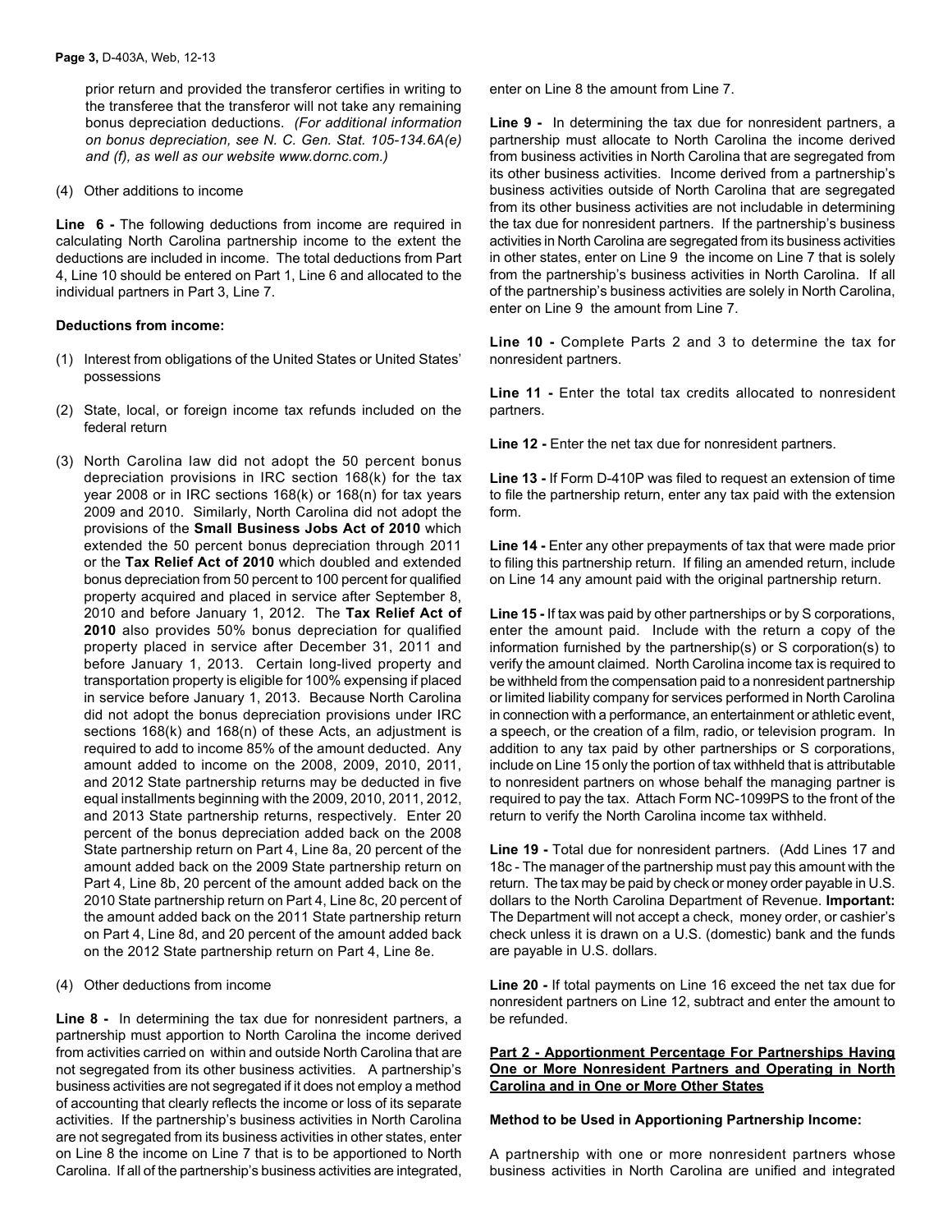prior return and provided the transferor certifies in writing to the transferee that the transferor will not take any remaining bonus depreciation deductions. *(For additional information on bonus depreciation, see N. C. Gen. Stat. 105-134.6A(e) and (f), as well as our website www.dornc.com.)*

(4) Other additions to income

**Line 6 -** The following deductions from income are required in calculating North Carolina partnership income to the extent the deductions are included in income. The total deductions from Part 4, Line 10 should be entered on Part 1, Line 6 and allocated to the individual partners in Part 3, Line 7.

**Deductions from income:**

(1) Interest from obligations of the United States or United States' possessions

(2) State, local, or foreign income tax refunds included on the federal return

(3) North Carolina law did not adopt the 50 percent bonus depreciation provisions in IRC section 168(k) for the tax year 2008 or in IRC sections 168(k) or 168(n) for tax years 2009 and 2010. Similarly, North Carolina did not adopt the provisions of the **Small Business Jobs Act of 2010** which extended the 50 percent bonus depreciation through 2011 or the **Tax Relief Act of 2010** which doubled and extended bonus depreciation from 50 percent to 100 percent for qualified property acquired and placed in service after September 8, 2010 and before January 1, 2012. The **Tax Relief Act of 2010** also provides 50% bonus depreciation for qualified property placed in service after December 31, 2011 and before January 1, 2013. Certain long-lived property and transportation property is eligible for 100% expensing if placed in service before January 1, 2013. Because North Carolina did not adopt the bonus depreciation provisions under IRC sections 168(k) and 168(n) of these Acts, an adjustment is required to add to income 85% of the amount deducted. Any amount added to income on the 2008, 2009, 2010, 2011, and 2012 State partnership returns may be deducted in five equal installments beginning with the 2009, 2010, 2011, 2012, and 2013 State partnership returns, respectively. Enter 20 percent of the bonus depreciation added back on the 2008 State partnership return on Part 4, Line 8a, 20 percent of the amount added back on the 2009 State partnership return on Part 4, Line 8b, 20 percent of the amount added back on the 2010 State partnership return on Part 4, Line 8c, 20 percent of the amount added back on the 2011 State partnership return on Part 4, Line 8d, and 20 percent of the amount added back on the 2012 State partnership return on Part 4, Line 8e.

(4) Other deductions from income

**Line 8 -** In determining the tax due for nonresident partners, a partnership must apportion to North Carolina the income derived from activities carried on within and outside North Carolina that are not segregated from its other business activities. A partnership's business activities are not segregated if it does not employ a method of accounting that clearly reflects the income or loss of its separate activities. If the partnership's business activities in North Carolina are not segregated from its business activities in other states, enter on Line 8 the income on Line 7 that is to be apportioned to North Carolina. If all of the partnership's business activities are integrated, enter on Line 8 the amount from Line 7.

**Line 9 -** In determining the tax due for nonresident partners, a partnership must allocate to North Carolina the income derived from business activities in North Carolina that are segregated from its other business activities. Income derived from a partnership's business activities outside of North Carolina that are segregated from its other business activities are not includable in determining the tax due for nonresident partners. If the partnership's business activities in North Carolina are segregated from its business activities in other states, enter on Line 9 the income on Line 7 that is solely from the partnership's business activities in North Carolina. If all of the partnership's business activities are solely in North Carolina, enter on Line 9 the amount from Line 7.

**Line 10 -** Complete Parts 2 and 3 to determine the tax for nonresident partners.

**Line 11 -** Enter the total tax credits allocated to nonresident partners.

**Line 12 -** Enter the net tax due for nonresident partners.

**Line 13 -** If Form D-410P was filed to request an extension of time to file the partnership return, enter any tax paid with the extension form.

**Line 14 -** Enter any other prepayments of tax that were made prior to filing this partnership return. If filing an amended return, include on Line 14 any amount paid with the original partnership return.

**Line 15 -** If tax was paid by other partnerships or by S corporations, enter the amount paid. Include with the return a copy of the information furnished by the partnership(s) or S corporation(s) to verify the amount claimed. North Carolina income tax is required to be withheld from the compensation paid to a nonresident partnership or limited liability company for services performed in North Carolina in connection with a performance, an entertainment or athletic event, a speech, or the creation of a film, radio, or television program. In addition to any tax paid by other partnerships or S corporations, include on Line 15 only the portion of tax withheld that is attributable to nonresident partners on whose behalf the managing partner is required to pay the tax. Attach Form NC-1099PS to the front of the return to verify the North Carolina income tax withheld.

**Line 19 -** Total due for nonresident partners. (Add Lines 17 and 18c - The manager of the partnership must pay this amount with the return. The tax may be paid by check or money order payable in U.S. dollars to the North Carolina Department of Revenue. **Important:** The Department will not accept a check, money order, or cashier's check unless it is drawn on a U.S. (domestic) bank and the funds are payable in U.S. dollars.

**Line 20 -** If total payments on Line 16 exceed the net tax due for nonresident partners on Line 12, subtract and enter the amount to be refunded.

**Part 2 - Apportionment Percentage For Partnerships Having One or More Nonresident Partners and Operating in North Carolina and in One or More Other States**

**Method to be Used in Apportioning Partnership Income:**

A partnership with one or more nonresident partners whose business activities in North Carolina are unified and integrated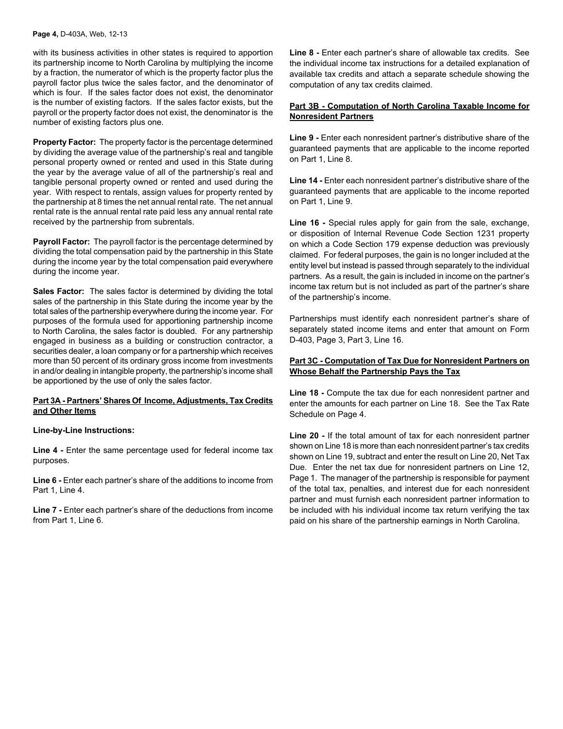with its business activities in other states is required to apportion its partnership income to North Carolina by multiplying the income by a fraction, the numerator of which is the property factor plus the payroll factor plus twice the sales factor, and the denominator of which is four. If the sales factor does not exist, the denominator is the number of existing factors. If the sales factor exists, but the payroll or the property factor does not exist, the denominator is the number of existing factors plus one.

**Property Factor:** The property factor is the percentage determined by dividing the average value of the partnership's real and tangible personal property owned or rented and used in this State during the year by the average value of all of the partnership's real and tangible personal property owned or rented and used during the year. With respect to rentals, assign values for property rented by the partnership at 8 times the net annual rental rate. The net annual rental rate is the annual rental rate paid less any annual rental rate received by the partnership from subrentals.

**Payroll Factor:** The payroll factor is the percentage determined by dividing the total compensation paid by the partnership in this State during the income year by the total compensation paid everywhere during the income year.

**Sales Factor:** The sales factor is determined by dividing the total sales of the partnership in this State during the income year by the total sales of the partnership everywhere during the income year. For purposes of the formula used for apportioning partnership income to North Carolina, the sales factor is doubled. For any partnership engaged in business as a building or construction contractor, a securities dealer, a loan company or for a partnership which receives more than 50 percent of its ordinary gross income from investments in and/or dealing in intangible property, the partnership's income shall be apportioned by the use of only the sales factor.

**Part 3A - Partners' Shares Of Income, Adjustments, Tax Credits and Other Items**

**Line-by-Line Instructions:**

**Line 4 -** Enter the same percentage used for federal income tax purposes.

**Line 6 -** Enter each partner's share of the additions to income from Part 1, Line 4.

**Line 7 -** Enter each partner's share of the deductions from income from Part 1, Line 6.

**Line 8 -** Enter each partner's share of allowable tax credits. See the individual income tax instructions for a detailed explanation of available tax credits and attach a separate schedule showing the computation of any tax credits claimed.

**Part 3B - Computation of North Carolina Taxable Income for Nonresident Partners**

**Line 9 -** Enter each nonresident partner's distributive share of the guaranteed payments that are applicable to the income reported on Part 1, Line 8.

**Line 14 -** Enter each nonresident partner's distributive share of the guaranteed payments that are applicable to the income reported on Part 1, Line 9.

**Line 16 -** Special rules apply for gain from the sale, exchange, or disposition of Internal Revenue Code Section 1231 property on which a Code Section 179 expense deduction was previously claimed. For federal purposes, the gain is no longer included at the entity level but instead is passed through separately to the individual partners. As a result, the gain is included in income on the partner's income tax return but is not included as part of the partner's share of the partnership's income.

Partnerships must identify each nonresident partner's share of separately stated income items and enter that amount on Form D-403, Page 3, Part 3, Line 16.

**Part 3C - Computation of Tax Due for Nonresident Partners on Whose Behalf the Partnership Pays the Tax**

**Line 18 -** Compute the tax due for each nonresident partner and enter the amounts for each partner on Line 18. See the Tax Rate Schedule on Page 4.

**Line 20 -** If the total amount of tax for each nonresident partner shown on Line 18 is more than each nonresident partner's tax credits shown on Line 19, subtract and enter the result on Line 20, Net Tax Due. Enter the net tax due for nonresident partners on Line 12, Page 1. The manager of the partnership is responsible for payment of the total tax, penalties, and interest due for each nonresident partner and must furnish each nonresident partner information to be included with his individual income tax return verifying the tax paid on his share of the partnership earnings in North Carolina.